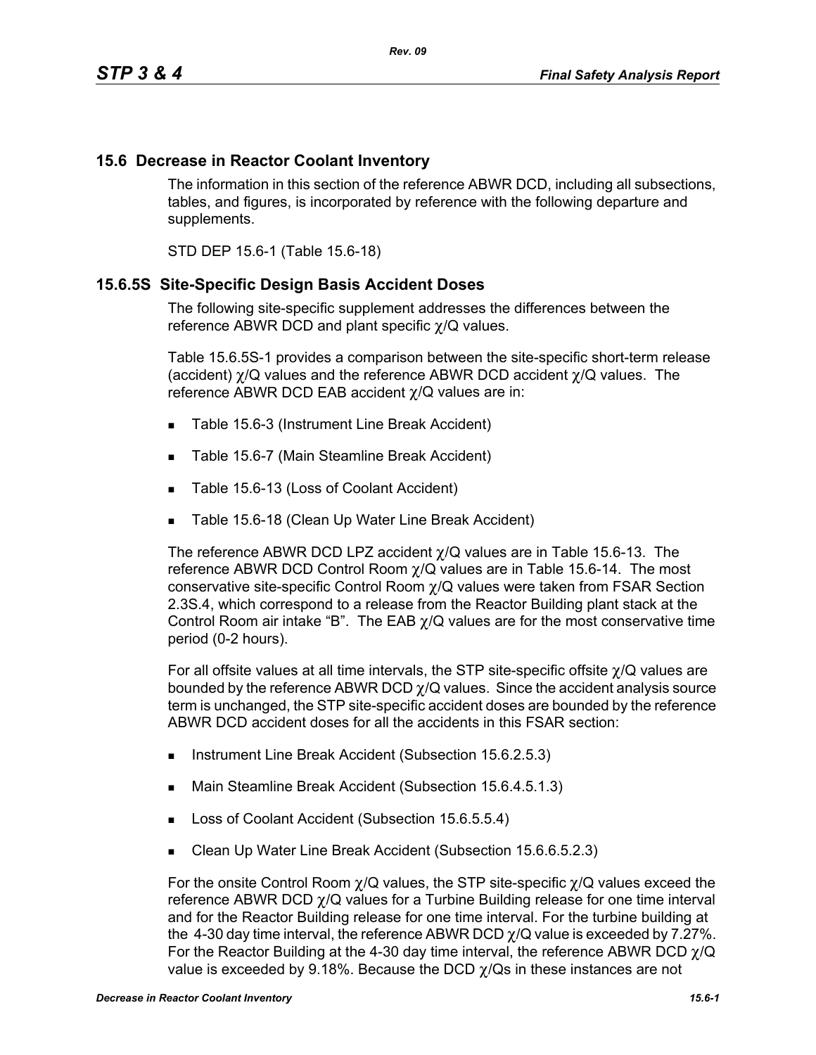## 15.6 Decrease in Reactor Coolant Inventory

The information in this section of the reference ABWR DCD, including all subsections, tables, and figures, is incorporated by reference with the following departure and supplements.

STD DEP 15.6-1 (Table 15.6-18)

### 15.6.5S Site-Specific Design Basis Accident Doses

The following site-specific supplement addresses the differences between the reference ABWR DCD and plant specific $\chi$/Q values.

Table 15.6.5S-1 provides a comparison between the site-specific short-term release (accident) $\chi$/Q values and the reference ABWR DCD accident $\chi$/Q values. The reference ABWR DCD EAB accident $\chi$/Q values are in:

- Table 15.6-3 (Instrument Line Break Accident)
- Table 15.6-7 (Main Steamline Break Accident)
- Table 15.6-13 (Loss of Coolant Accident)
- Table 15.6-18 (Clean Up Water Line Break Accident)

The reference ABWR DCD LPZ accident $\chi$/Q values are in Table 15.6-13. The reference ABWR DCD Control Room $\chi$/Q values are in Table 15.6-14. The most conservative site-specific Control Room $\chi$/Q values were taken from FSAR Section 2.3S.4, which correspond to a release from the Reactor Building plant stack at the Control Room air intake "B". The EAB $\chi$/Q values are for the most conservative time period (0-2 hours).

For all offsite values at all time intervals, the STP site-specific offsite $\chi$/Q values are bounded by the reference ABWR DCD $\chi$/Q values. Since the accident analysis source term is unchanged, the STP site-specific accident doses are bounded by the reference ABWR DCD accident doses for all the accidents in this FSAR section:

- Instrument Line Break Accident (Subsection 15.6.2.5.3)
- Main Steamline Break Accident (Subsection 15.6.4.5.1.3)
- Loss of Coolant Accident (Subsection 15.6.5.5.4)
- Clean Up Water Line Break Accident (Subsection 15.6.6.5.2.3)

For the onsite Control Room $\chi$/Q values, the STP site-specific $\chi$/Q values exceed the reference ABWR DCD $\chi$/Q values for a Turbine Building release for one time interval and for the Reactor Building release for one time interval. For the turbine building at the 4-30 day time interval, the reference ABWR DCD $\chi$/Q value is exceeded by 7.27%. For the Reactor Building at the 4-30 day time interval, the reference ABWR DCD $\chi$/Q value is exceeded by 9.18%. Because the DCD $\chi$/Qs in these instances are not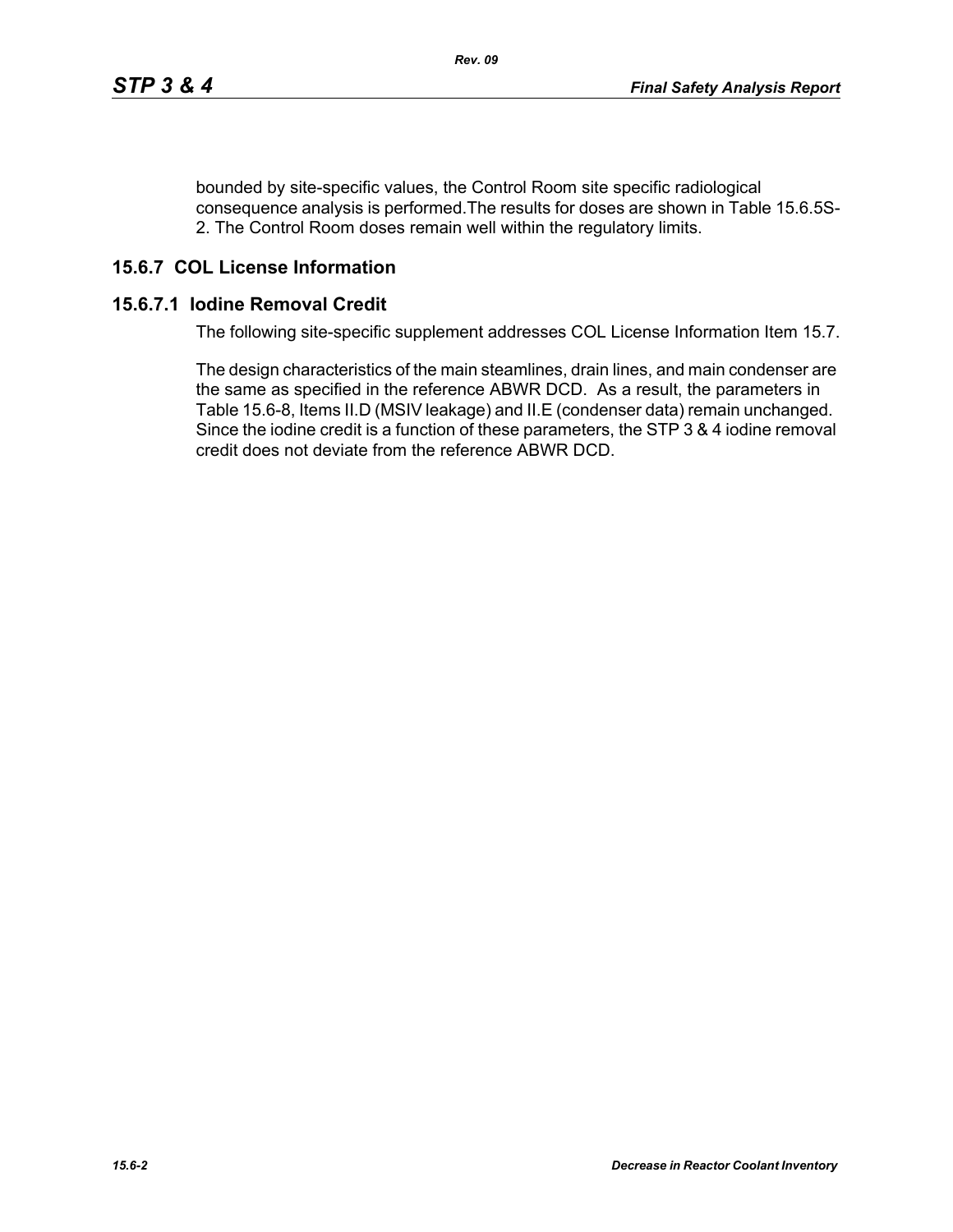bounded by site-specific values, the Control Room site specific radiological consequence analysis is performed.The results for doses are shown in Table 15.6.5S-2. The Control Room doses remain well within the regulatory limits.

## 15.6.7 COL License Information

### 15.6.7.1 Iodine Removal Credit

The following site-specific supplement addresses COL License Information Item 15.7.

The design characteristics of the main steamlines, drain lines, and main condenser are the same as specified in the reference ABWR DCD. As a result, the parameters in Table 15.6-8, Items II.D (MSIV leakage) and II.E (condenser data) remain unchanged. Since the iodine credit is a function of these parameters, the STP 3 & 4 iodine removal credit does not deviate from the reference ABWR DCD.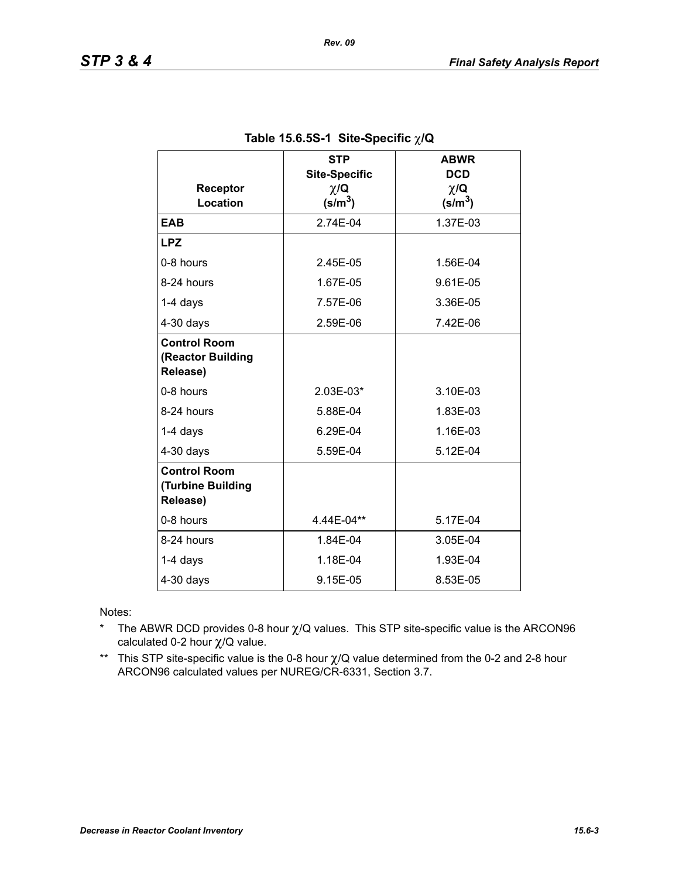**Table 15.6.5S-1 Site-Specific $\chi$/Q**

| Receptor Location | STP Site-Specific $\chi$/Q (s/m$^3$) | ABWR DCD $\chi$/Q (s/m$^3$) |
|---|---|---|
| **EAB** | 2.74E-04 | 1.37E-03 |
| **LPZ** | | |
| 0-8 hours | 2.45E-05 | 1.56E-04 |
| 8-24 hours | 1.67E-05 | 9.61E-05 |
| 1-4 days | 7.57E-06 | 3.36E-05 |
| 4-30 days | 2.59E-06 | 7.42E-06 |
| **Control Room (Reactor Building Release)** | | |
| 0-8 hours | 2.03E-03* | 3.10E-03 |
| 8-24 hours | 5.88E-04 | 1.83E-03 |
| 1-4 days | 6.29E-04 | 1.16E-03 |
| 4-30 days | 5.59E-04 | 5.12E-04 |
| **Control Room (Turbine Building Release)** | | |
| 0-8 hours | 4.44E-04** | 5.17E-04 |
| 8-24 hours | 1.84E-04 | 3.05E-04 |
| 1-4 days | 1.18E-04 | 1.93E-04 |
| 4-30 days | 9.15E-05 | 8.53E-05 |

Notes:

* The ABWR DCD provides 0-8 hour $\chi$/Q values. This STP site-specific value is the ARCON96 calculated 0-2 hour $\chi$/Q value.

** This STP site-specific value is the 0-8 hour $\chi$/Q value determined from the 0-2 and 2-8 hour ARCON96 calculated values per NUREG/CR-6331, Section 3.7.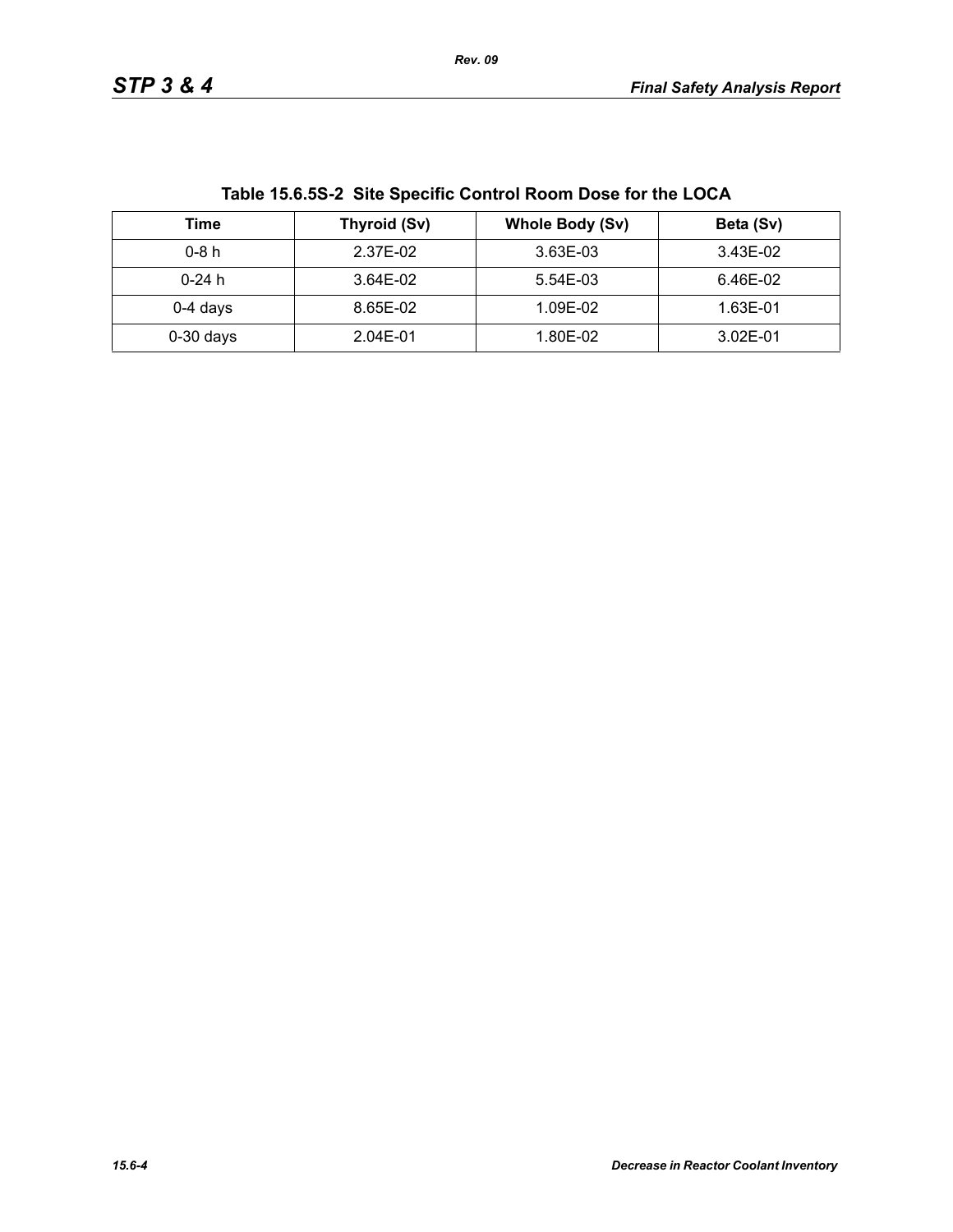**Table 15.6.5S-2 Site Specific Control Room Dose for the LOCA**

| Time | Thyroid (Sv) | Whole Body (Sv) | Beta (Sv) |
|---|---|---|---|
| 0-8 h | 2.37E-02 | 3.63E-03 | 3.43E-02 |
| 0-24 h | 3.64E-02 | 5.54E-03 | 6.46E-02 |
| 0-4 days | 8.65E-02 | 1.09E-02 | 1.63E-01 |
| 0-30 days | 2.04E-01 | 1.80E-02 | 3.02E-01 |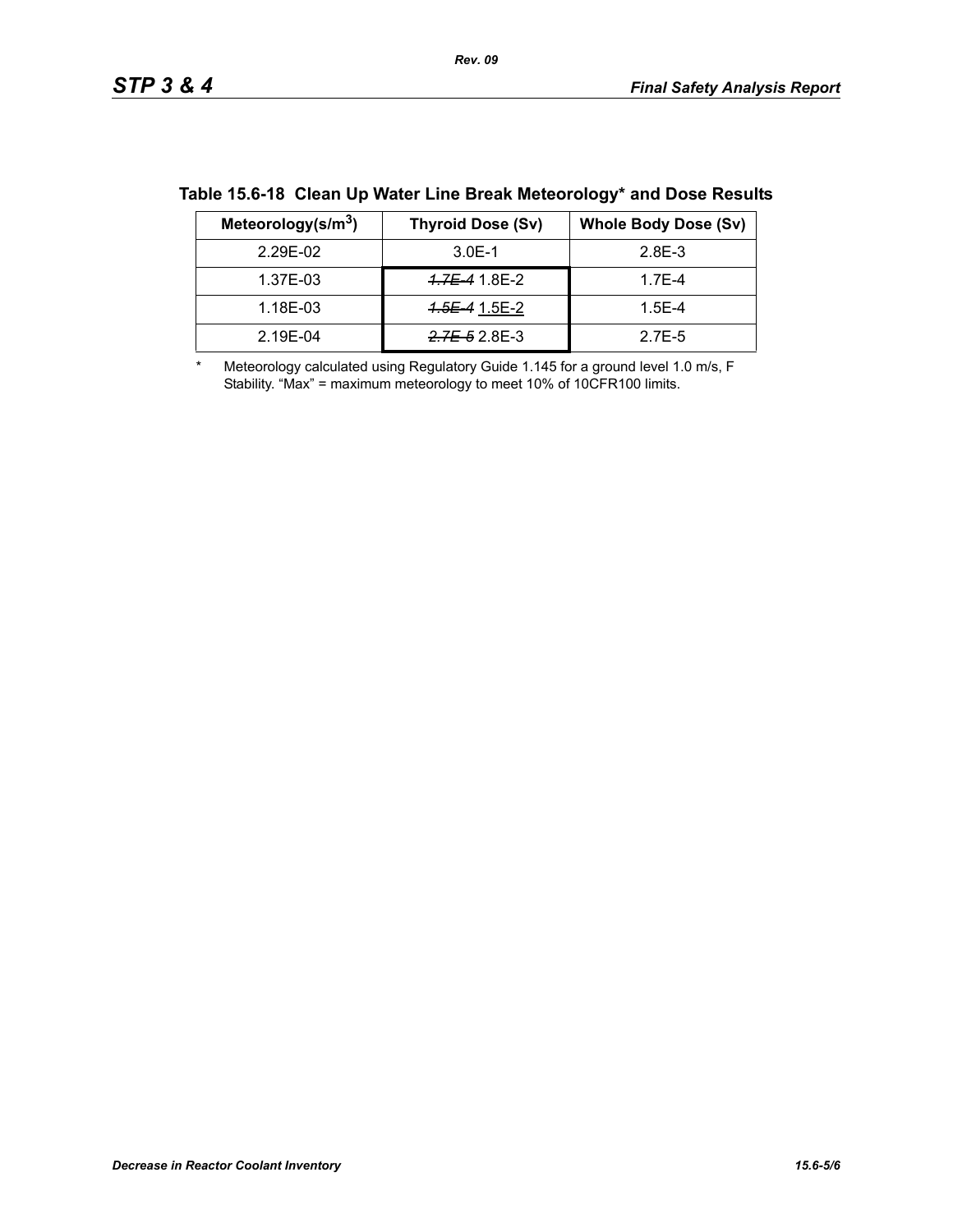**Table 15.6-18 Clean Up Water Line Break Meteorology* and Dose Results**

| Meteorology(s/m$^3$) | Thyroid Dose (Sv) | Whole Body Dose (Sv) |
|---|---|---|
| 2.29E-02 | 3.0E-1 | 2.8E-3 |
| 1.37E-03 | ~~1.7E-4~~ 1.8E-2 | 1.7E-4 |
| 1.18E-03 | ~~1.5E-4~~ 1.5E-2 | 1.5E-4 |
| 2.19E-04 | ~~2.7E-5~~ 2.8E-3 | 2.7E-5 |

\* Meteorology calculated using Regulatory Guide 1.145 for a ground level 1.0 m/s, F Stability. “Max” = maximum meteorology to meet 10% of 10CFR100 limits.